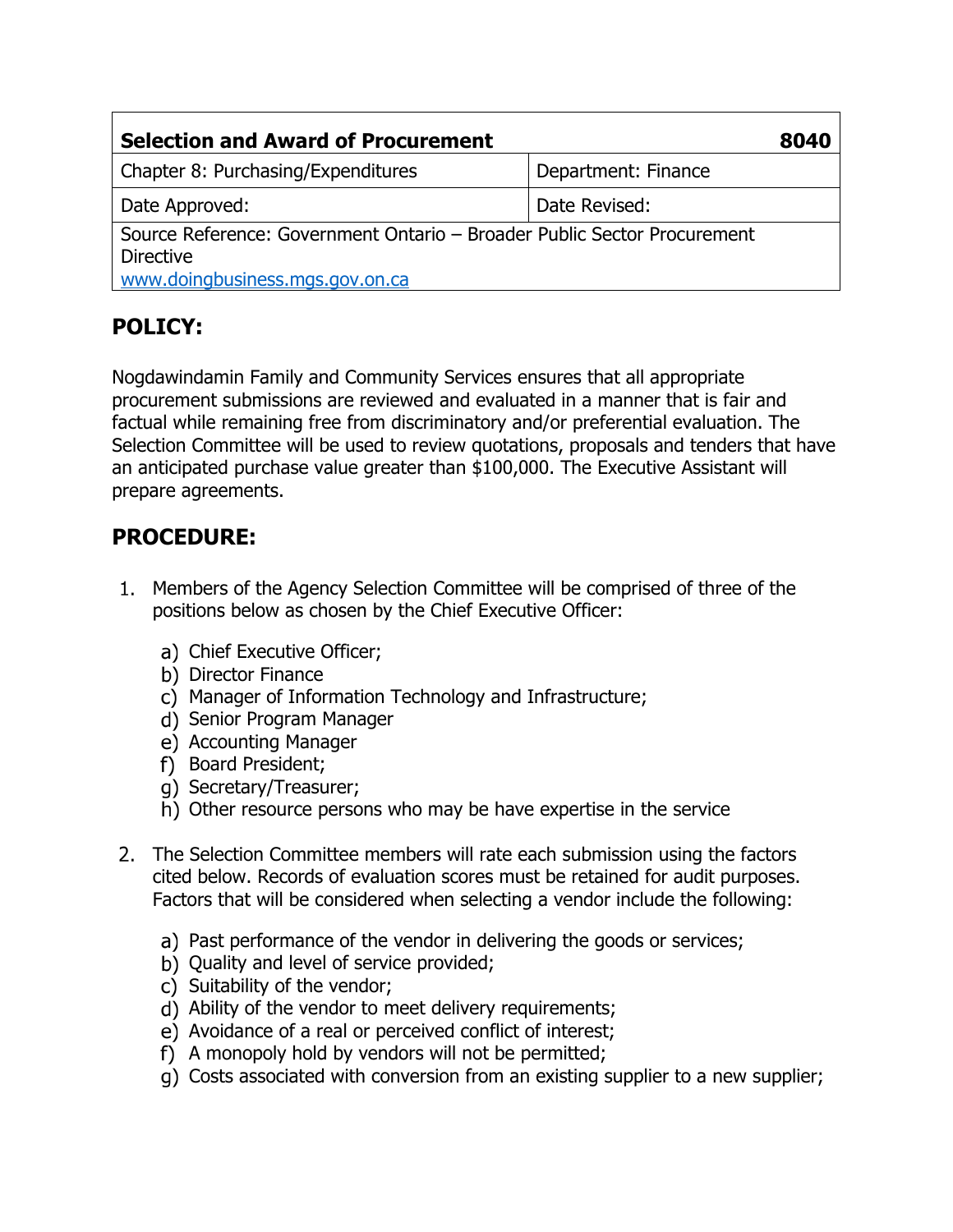| **Selection and Award of Procurement** | **8040** |
|---|---|
| Chapter 8: Purchasing/Expenditures | Department: Finance |
| Date Approved: | Date Revised: |
| Source Reference: Government Ontario – Broader Public Sector Procurement Directive [www.doingbusiness.mgs.gov.on.ca](www.doingbusiness.mgs.gov.on.ca) | |

## POLICY:

Nogdawindamin Family and Community Services ensures that all appropriate procurement submissions are reviewed and evaluated in a manner that is fair and factual while remaining free from discriminatory and/or preferential evaluation. The Selection Committee will be used to review quotations, proposals and tenders that have an anticipated purchase value greater than $100,000. The Executive Assistant will prepare agreements.

## PROCEDURE:

1. Members of the Agency Selection Committee will be comprised of three of the positions below as chosen by the Chief Executive Officer:

   a) Chief Executive Officer;
   b) Director Finance
   c) Manager of Information Technology and Infrastructure;
   d) Senior Program Manager
   e) Accounting Manager
   f) Board President;
   g) Secretary/Treasurer;
   h) Other resource persons who may be have expertise in the service

2. The Selection Committee members will rate each submission using the factors cited below. Records of evaluation scores must be retained for audit purposes. Factors that will be considered when selecting a vendor include the following:

   a) Past performance of the vendor in delivering the goods or services;
   b) Quality and level of service provided;
   c) Suitability of the vendor;
   d) Ability of the vendor to meet delivery requirements;
   e) Avoidance of a real or perceived conflict of interest;
   f) A monopoly hold by vendors will not be permitted;
   g) Costs associated with conversion from an existing supplier to a new supplier;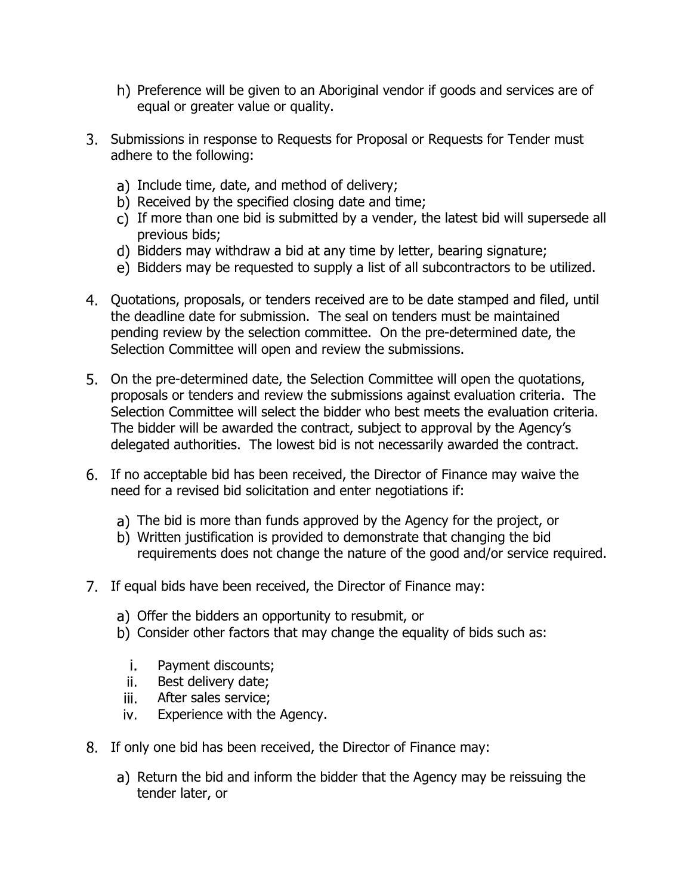h) Preference will be given to an Aboriginal vendor if goods and services are of equal or greater value or quality.

3. Submissions in response to Requests for Proposal or Requests for Tender must adhere to the following:

   a) Include time, date, and method of delivery;
   b) Received by the specified closing date and time;
   c) If more than one bid is submitted by a vender, the latest bid will supersede all previous bids;
   d) Bidders may withdraw a bid at any time by letter, bearing signature;
   e) Bidders may be requested to supply a list of all subcontractors to be utilized.

4. Quotations, proposals, or tenders received are to be date stamped and filed, until the deadline date for submission. The seal on tenders must be maintained pending review by the selection committee. On the pre-determined date, the Selection Committee will open and review the submissions.

5. On the pre-determined date, the Selection Committee will open the quotations, proposals or tenders and review the submissions against evaluation criteria. The Selection Committee will select the bidder who best meets the evaluation criteria. The bidder will be awarded the contract, subject to approval by the Agency's delegated authorities. The lowest bid is not necessarily awarded the contract.

6. If no acceptable bid has been received, the Director of Finance may waive the need for a revised bid solicitation and enter negotiations if:

   a) The bid is more than funds approved by the Agency for the project, or
   b) Written justification is provided to demonstrate that changing the bid requirements does not change the nature of the good and/or service required.

7. If equal bids have been received, the Director of Finance may:

   a) Offer the bidders an opportunity to resubmit, or
   b) Consider other factors that may change the equality of bids such as:

      i. Payment discounts;
      ii. Best delivery date;
      iii. After sales service;
      iv. Experience with the Agency.

8. If only one bid has been received, the Director of Finance may:

   a) Return the bid and inform the bidder that the Agency may be reissuing the tender later, or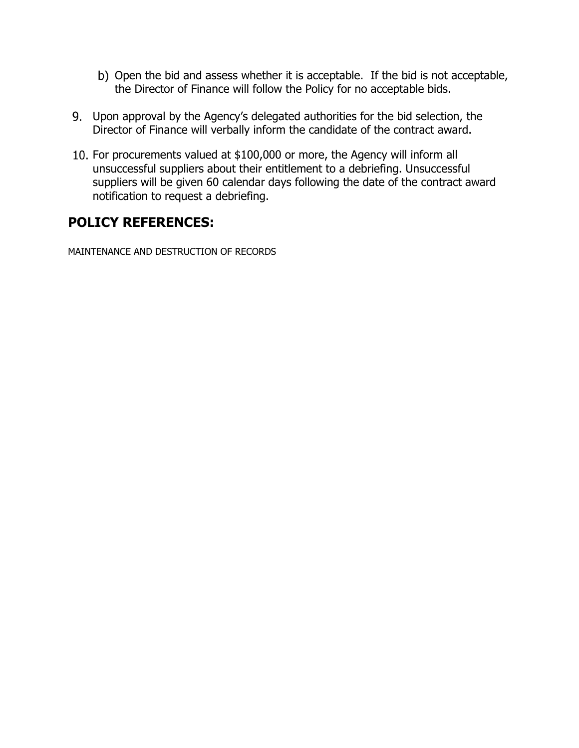b) Open the bid and assess whether it is acceptable. If the bid is not acceptable, the Director of Finance will follow the Policy for no acceptable bids.

9. Upon approval by the Agency's delegated authorities for the bid selection, the Director of Finance will verbally inform the candidate of the contract award.

10. For procurements valued at $100,000 or more, the Agency will inform all unsuccessful suppliers about their entitlement to a debriefing. Unsuccessful suppliers will be given 60 calendar days following the date of the contract award notification to request a debriefing.

## POLICY REFERENCES:

MAINTENANCE AND DESTRUCTION OF RECORDS